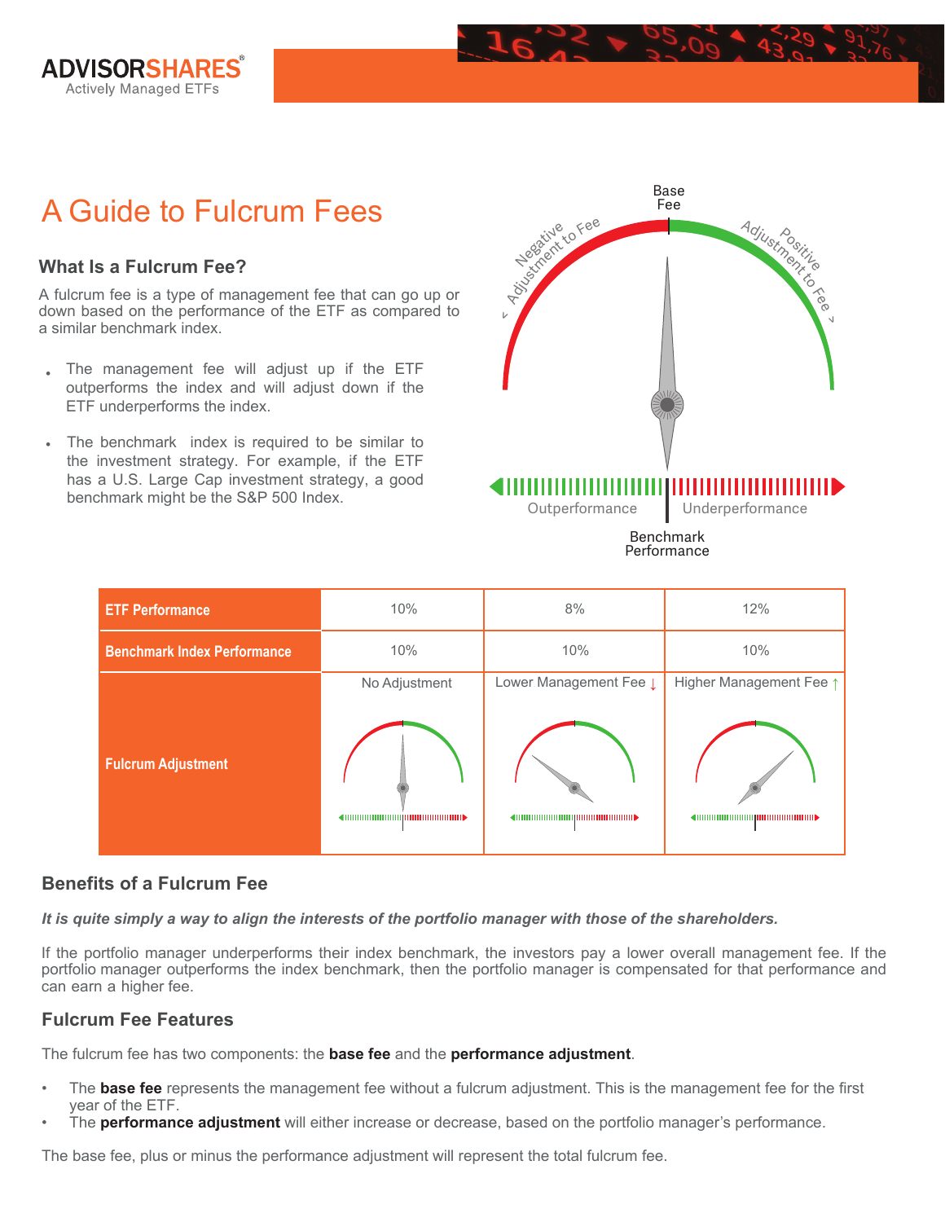# A Guide to Fulcrum Fees

## What Is a Fulcrum Fee?

A fulcrum fee is a type of management fee that can go up or down based on the performance of the ETF as compared to a similar benchmark index.

- The management fee will adjust up if the ETF outperforms the index and will adjust down if the ETF underperforms the index.
- The benchmark index is required to be similar to the investment strategy. For example, if the ETF has a U.S. Large Cap investment strategy, a good benchmark might be the S&P 500 Index.

| ETF Performance | 10% | 8% | 12% |
|---|---|---|---|
| Benchmark Index Performance | 10% | 10% | 10% |
| Fulcrum Adjustment | No Adjustment | Lower Management Fee ↓ | Higher Management Fee ↑ |

## Benefits of a Fulcrum Fee

***It is quite simply a way to align the interests of the portfolio manager with those of the shareholders.***

If the portfolio manager underperforms their index benchmark, the investors pay a lower overall management fee. If the portfolio manager outperforms the index benchmark, then the portfolio manager is compensated for that performance and can earn a higher fee.

## Fulcrum Fee Features

The fulcrum fee has two components: the **base fee** and the **performance adjustment**.

- The **base fee** represents the management fee without a fulcrum adjustment. This is the management fee for the first year of the ETF.
- The **performance adjustment** will either increase or decrease, based on the portfolio manager's performance.

The base fee, plus or minus the performance adjustment will represent the total fulcrum fee.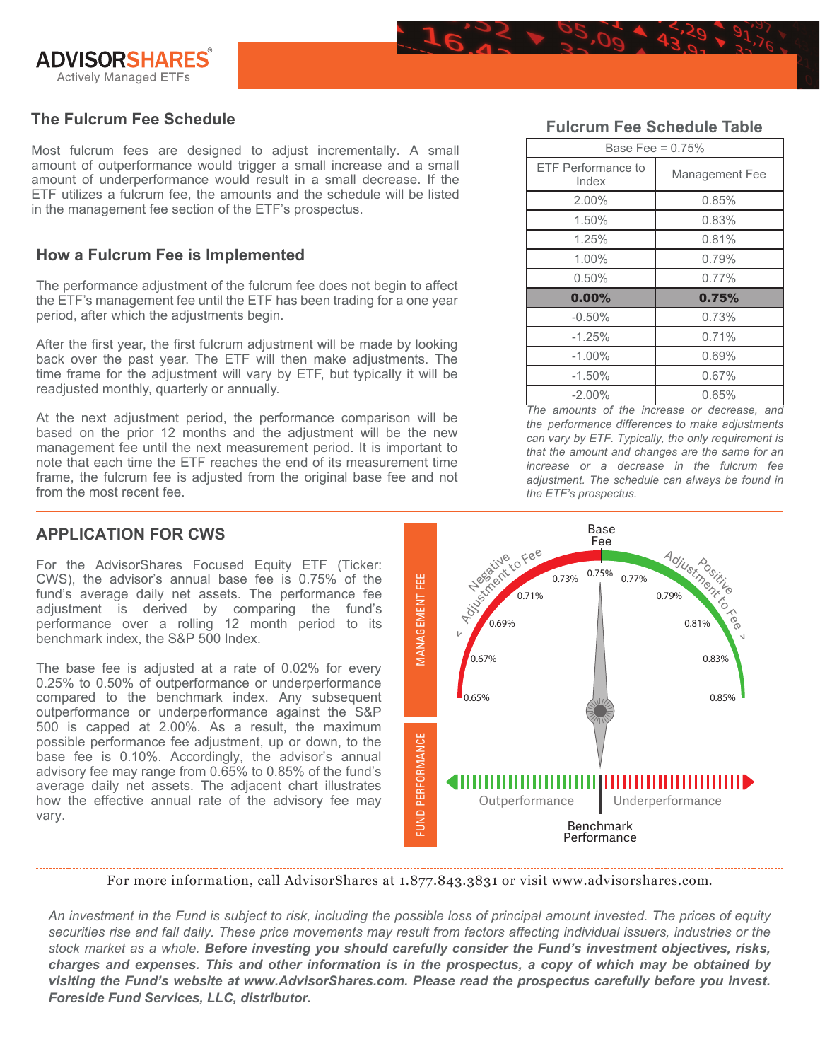ADVISORSHARES®
Actively Managed ETFs

## The Fulcrum Fee Schedule

Most fulcrum fees are designed to adjust incrementally. A small amount of outperformance would trigger a small increase and a small amount of underperformance would result in a small decrease. If the ETF utilizes a fulcrum fee, the amounts and the schedule will be listed in the management fee section of the ETF's prospectus.

## How a Fulcrum Fee is Implemented

The performance adjustment of the fulcrum fee does not begin to affect the ETF's management fee until the ETF has been trading for a one year period, after which the adjustments begin.

After the first year, the first fulcrum adjustment will be made by looking back over the past year. The ETF will then make adjustments. The time frame for the adjustment will vary by ETF, but typically it will be readjusted monthly, quarterly or annually.

At the next adjustment period, the performance comparison will be based on the prior 12 months and the adjustment will be the new management fee until the next measurement period. It is important to note that each time the ETF reaches the end of its measurement time frame, the fulcrum fee is adjusted from the original base fee and not from the most recent fee.

### Fulcrum Fee Schedule Table

| Base Fee = 0.75% | |
|---|---|
| ETF Performance to Index | Management Fee |
| 2.00% | 0.85% |
| 1.50% | 0.83% |
| 1.25% | 0.81% |
| 1.00% | 0.79% |
| 0.50% | 0.77% |
| **0.00%** | **0.75%** |
| -0.50% | 0.73% |
| -1.25% | 0.71% |
| -1.00% | 0.69% |
| -1.50% | 0.67% |
| -2.00% | 0.65% |

*The amounts of the increase or decrease, and the performance differences to make adjustments can vary by ETF. Typically, the only requirement is that the amount and changes are the same for an increase or a decrease in the fulcrum fee adjustment. The schedule can always be found in the ETF's prospectus.*

## APPLICATION FOR CWS

For the AdvisorShares Focused Equity ETF (Ticker: CWS), the advisor's annual base fee is 0.75% of the fund's average daily net assets. The performance fee adjustment is derived by comparing the fund's performance over a rolling 12 month period to its benchmark index, the S&P 500 Index.

The base fee is adjusted at a rate of 0.02% for every 0.25% to 0.50% of outperformance or underperformance compared to the benchmark index. Any subsequent outperformance or underperformance against the S&P 500 is capped at 2.00%. As a result, the maximum possible performance fee adjustment, up or down, to the base fee is 0.10%. Accordingly, the advisor's annual advisory fee may range from 0.65% to 0.85% of the fund's average daily net assets. The adjacent chart illustrates how the effective annual rate of the advisory fee may vary.

MANAGEMENT FEE
Base Fee
< Negative Adjustment to Fee
Positive Adjustment to Fee >
0.65%
0.67%
0.69%
0.71%
0.73%
0.75%
0.77%
0.79%
0.81%
0.83%
0.85%
FUND PERFORMANCE
Outperformance
Underperformance
Benchmark Performance

For more information, call AdvisorShares at 1.877.843.3831 or visit www.advisorshares.com.

*An investment in the Fund is subject to risk, including the possible loss of principal amount invested. The prices of equity securities rise and fall daily. These price movements may result from factors affecting individual issuers, industries or the stock market as a whole.* ***Before investing you should carefully consider the Fund's investment objectives, risks, charges and expenses. This and other information is in the prospectus, a copy of which may be obtained by visiting the Fund's website at www.AdvisorShares.com. Please read the prospectus carefully before you invest. Foreside Fund Services, LLC, distributor.***